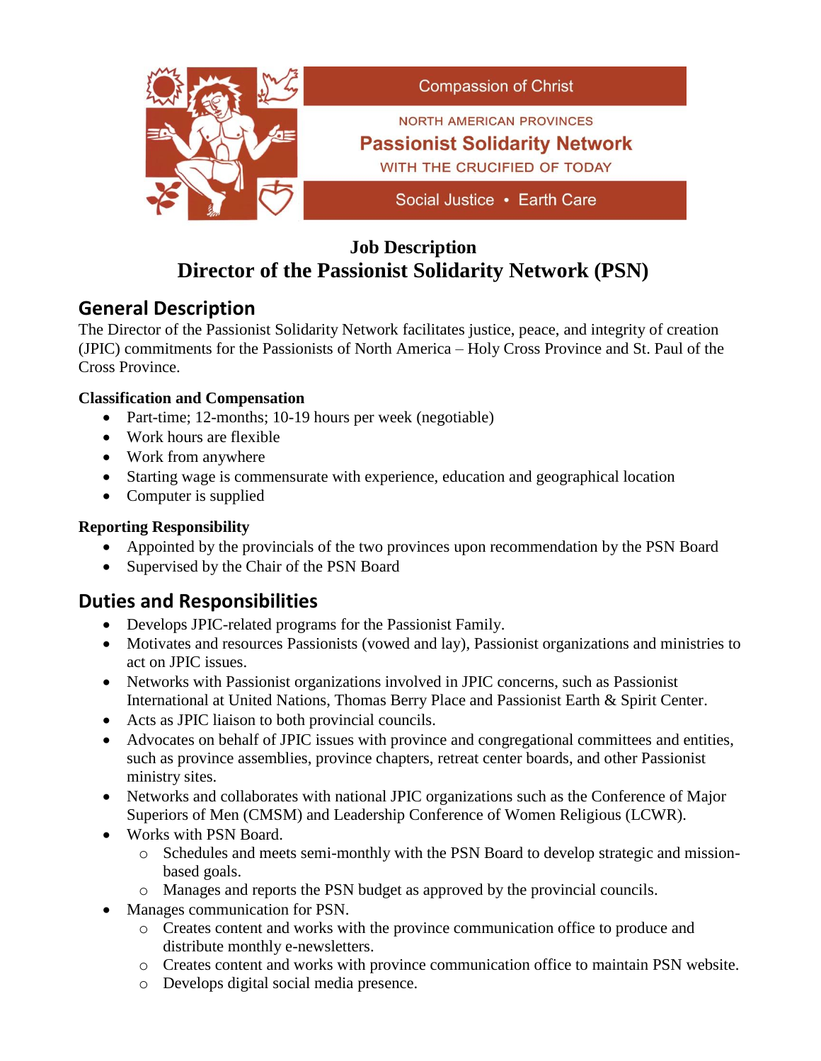Compassion of Christ

NORTH AMERICAN PROVINCES

**Passionist Solidarity Network**

WITH THE CRUCIFIED OF TODAY

Social Justice • Earth Care

# Job Description
# Director of the Passionist Solidarity Network (PSN)

## General Description

The Director of the Passionist Solidarity Network facilitates justice, peace, and integrity of creation (JPIC) commitments for the Passionists of North America – Holy Cross Province and St. Paul of the Cross Province.

### Classification and Compensation

- Part-time; 12-months; 10-19 hours per week (negotiable)
- Work hours are flexible
- Work from anywhere
- Starting wage is commensurate with experience, education and geographical location
- Computer is supplied

### Reporting Responsibility

- Appointed by the provincials of the two provinces upon recommendation by the PSN Board
- Supervised by the Chair of the PSN Board

## Duties and Responsibilities

- Develops JPIC-related programs for the Passionist Family.
- Motivates and resources Passionists (vowed and lay), Passionist organizations and ministries to act on JPIC issues.
- Networks with Passionist organizations involved in JPIC concerns, such as Passionist International at United Nations, Thomas Berry Place and Passionist Earth & Spirit Center.
- Acts as JPIC liaison to both provincial councils.
- Advocates on behalf of JPIC issues with province and congregational committees and entities, such as province assemblies, province chapters, retreat center boards, and other Passionist ministry sites.
- Networks and collaborates with national JPIC organizations such as the Conference of Major Superiors of Men (CMSM) and Leadership Conference of Women Religious (LCWR).
- Works with PSN Board.
  - Schedules and meets semi-monthly with the PSN Board to develop strategic and mission-based goals.
  - Manages and reports the PSN budget as approved by the provincial councils.
- Manages communication for PSN.
  - Creates content and works with the province communication office to produce and distribute monthly e-newsletters.
  - Creates content and works with province communication office to maintain PSN website.
  - Develops digital social media presence.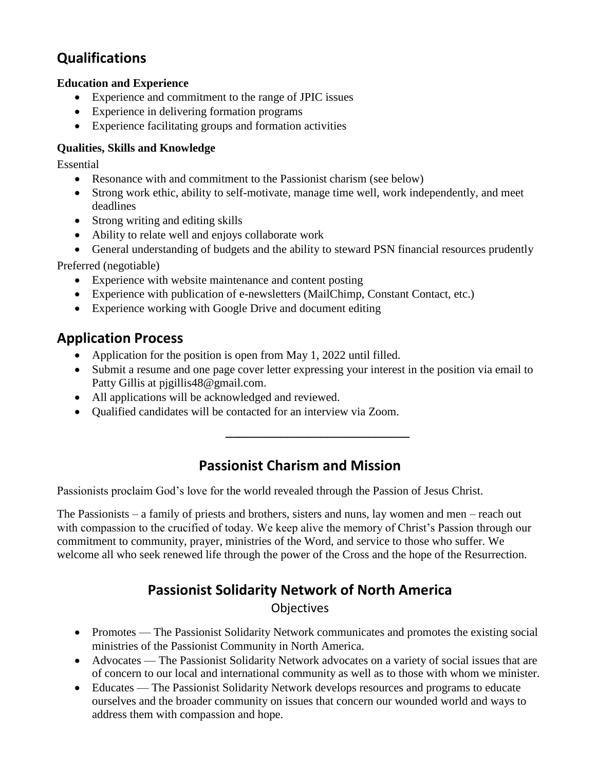## Qualifications

**Education and Experience**

- Experience and commitment to the range of JPIC issues
- Experience in delivering formation programs
- Experience facilitating groups and formation activities

**Qualities, Skills and Knowledge**

Essential

- Resonance with and commitment to the Passionist charism (see below)
- Strong work ethic, ability to self-motivate, manage time well, work independently, and meet deadlines
- Strong writing and editing skills
- Ability to relate well and enjoys collaborate work
- General understanding of budgets and the ability to steward PSN financial resources prudently

Preferred (negotiable)

- Experience with website maintenance and content posting
- Experience with publication of e-newsletters (MailChimp, Constant Contact, etc.)
- Experience working with Google Drive and document editing

## Application Process

- Application for the position is open from May 1, 2022 until filled.
- Submit a resume and one page cover letter expressing your interest in the position via email to Patty Gillis at pjgillis48@gmail.com.
- All applications will be acknowledged and reviewed.
- Qualified candidates will be contacted for an interview via Zoom.

---

## Passionist Charism and Mission

Passionists proclaim God's love for the world revealed through the Passion of Jesus Christ.

The Passionists – a family of priests and brothers, sisters and nuns, lay women and men – reach out with compassion to the crucified of today. We keep alive the memory of Christ's Passion through our commitment to community, prayer, ministries of the Word, and service to those who suffer. We welcome all who seek renewed life through the power of the Cross and the hope of the Resurrection.

## Passionist Solidarity Network of North America

Objectives

- Promotes — The Passionist Solidarity Network communicates and promotes the existing social ministries of the Passionist Community in North America.
- Advocates — The Passionist Solidarity Network advocates on a variety of social issues that are of concern to our local and international community as well as to those with whom we minister.
- Educates — The Passionist Solidarity Network develops resources and programs to educate ourselves and the broader community on issues that concern our wounded world and ways to address them with compassion and hope.